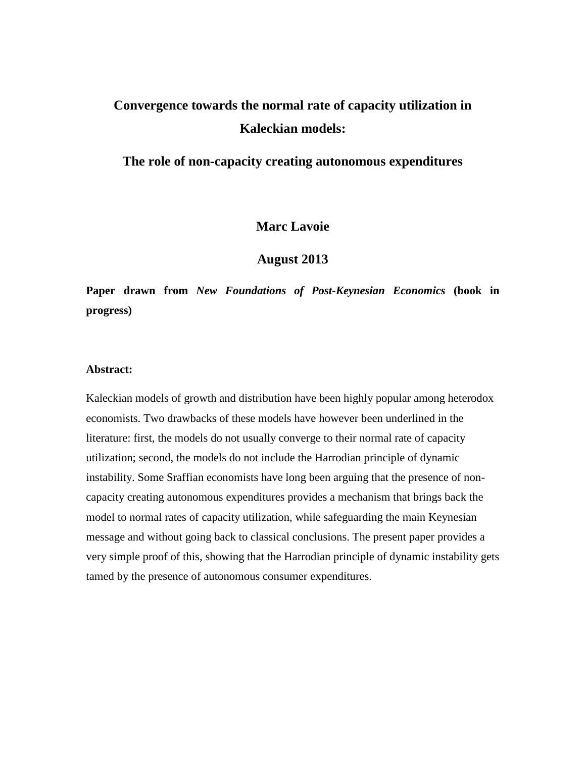# Convergence towards the normal rate of capacity utilization in Kaleckian models:

## The role of non-capacity creating autonomous expenditures

**Marc Lavoie**

**August 2013**

**Paper drawn from *New Foundations of Post-Keynesian Economics* (book in progress)**

**Abstract:**

Kaleckian models of growth and distribution have been highly popular among heterodox economists. Two drawbacks of these models have however been underlined in the literature: first, the models do not usually converge to their normal rate of capacity utilization; second, the models do not include the Harrodian principle of dynamic instability. Some Sraffian economists have long been arguing that the presence of non-capacity creating autonomous expenditures provides a mechanism that brings back the model to normal rates of capacity utilization, while safeguarding the main Keynesian message and without going back to classical conclusions. The present paper provides a very simple proof of this, showing that the Harrodian principle of dynamic instability gets tamed by the presence of autonomous consumer expenditures.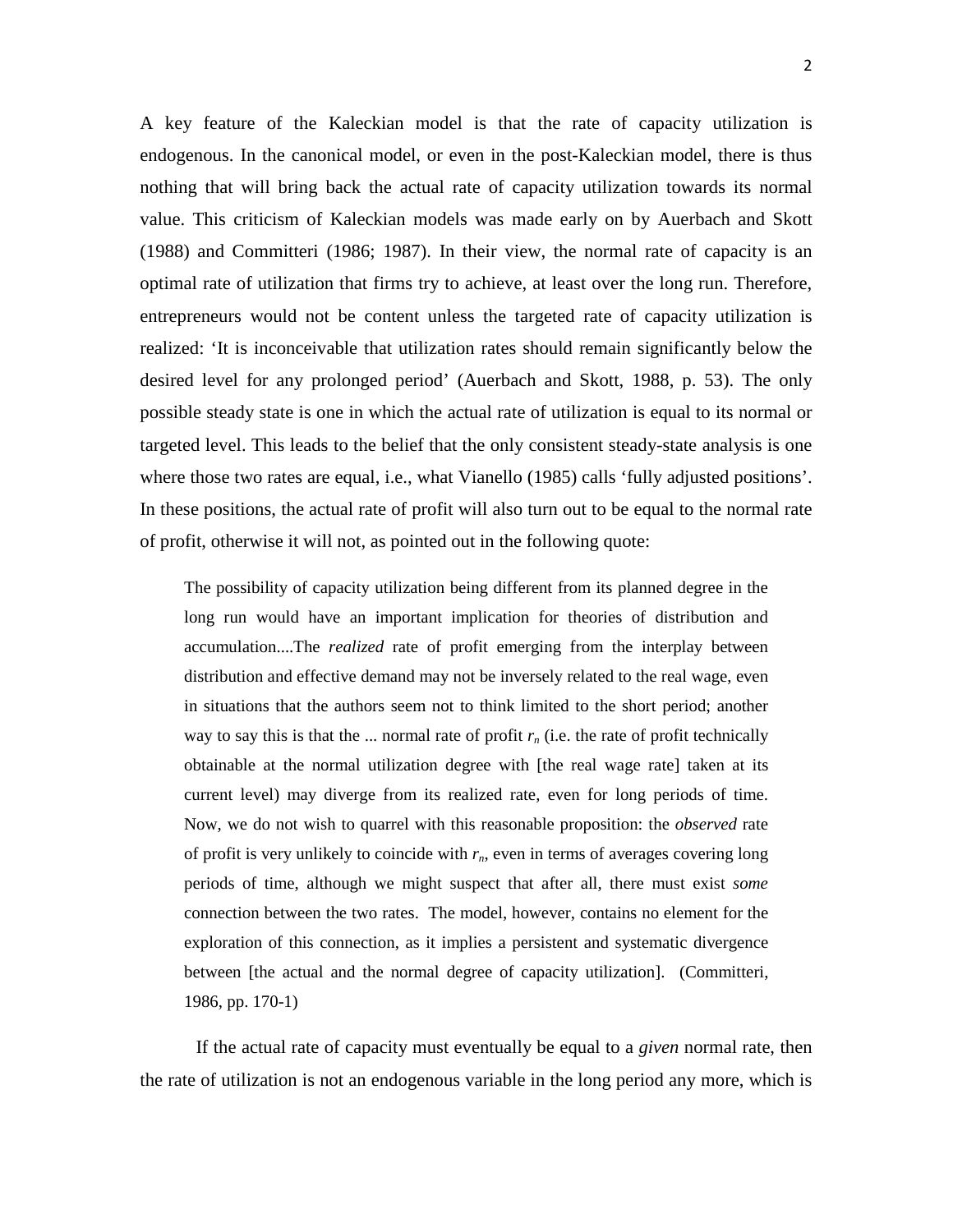A key feature of the Kaleckian model is that the rate of capacity utilization is endogenous. In the canonical model, or even in the post-Kaleckian model, there is thus nothing that will bring back the actual rate of capacity utilization towards its normal value. This criticism of Kaleckian models was made early on by Auerbach and Skott (1988) and Committeri (1986; 1987). In their view, the normal rate of capacity is an optimal rate of utilization that firms try to achieve, at least over the long run. Therefore, entrepreneurs would not be content unless the targeted rate of capacity utilization is realized: 'It is inconceivable that utilization rates should remain significantly below the desired level for any prolonged period' (Auerbach and Skott, 1988, p. 53). The only possible steady state is one in which the actual rate of utilization is equal to its normal or targeted level. This leads to the belief that the only consistent steady-state analysis is one where those two rates are equal, i.e., what Vianello (1985) calls 'fully adjusted positions'. In these positions, the actual rate of profit will also turn out to be equal to the normal rate of profit, otherwise it will not, as pointed out in the following quote:

> The possibility of capacity utilization being different from its planned degree in the long run would have an important implication for theories of distribution and accumulation....The *realized* rate of profit emerging from the interplay between distribution and effective demand may not be inversely related to the real wage, even in situations that the authors seem not to think limited to the short period; another way to say this is that the ... normal rate of profit $r_n$ (i.e. the rate of profit technically obtainable at the normal utilization degree with [the real wage rate] taken at its current level) may diverge from its realized rate, even for long periods of time. Now, we do not wish to quarrel with this reasonable proposition: the *observed* rate of profit is very unlikely to coincide with $r_n$, even in terms of averages covering long periods of time, although we might suspect that after all, there must exist *some* connection between the two rates. The model, however, contains no element for the exploration of this connection, as it implies a persistent and systematic divergence between [the actual and the normal degree of capacity utilization]. (Committeri, 1986, pp. 170-1)

If the actual rate of capacity must eventually be equal to a *given* normal rate, then the rate of utilization is not an endogenous variable in the long period any more, which is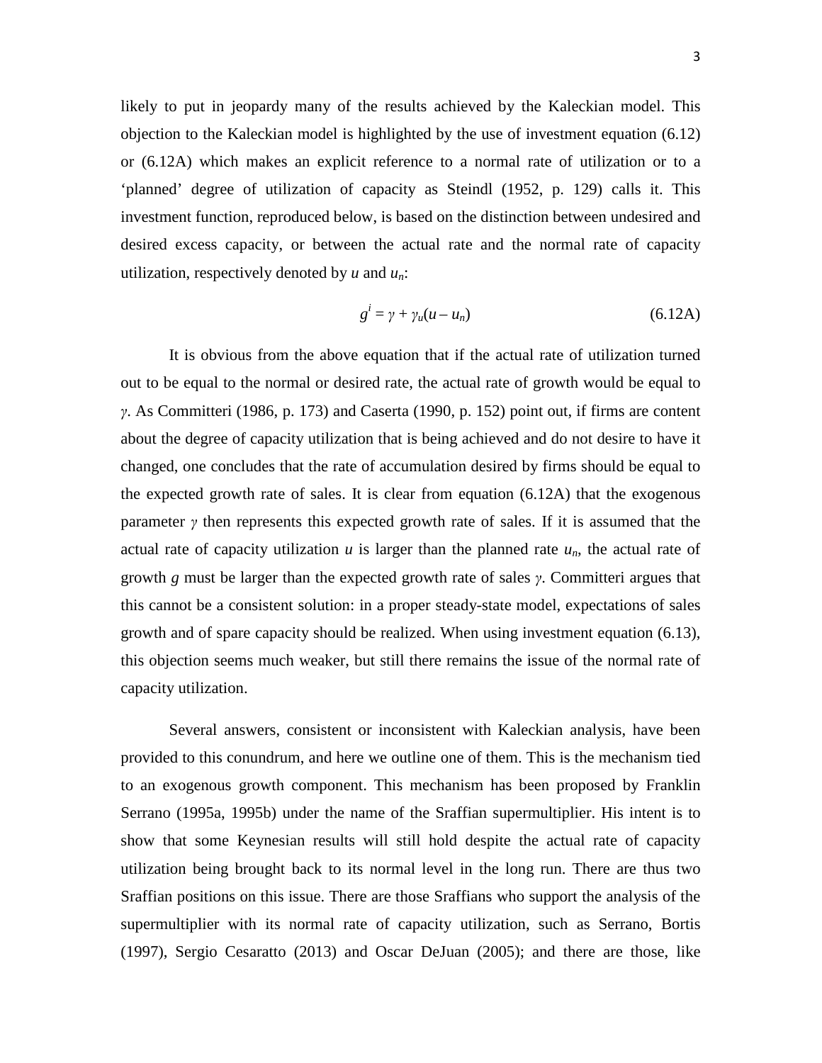likely to put in jeopardy many of the results achieved by the Kaleckian model. This objection to the Kaleckian model is highlighted by the use of investment equation (6.12) or (6.12A) which makes an explicit reference to a normal rate of utilization or to a 'planned' degree of utilization of capacity as Steindl (1952, p. 129) calls it. This investment function, reproduced below, is based on the distinction between undesired and desired excess capacity, or between the actual rate and the normal rate of capacity utilization, respectively denoted by $u$ and $u_n$:

$$g^i = \gamma + \gamma_u(u - u_n) \tag{6.12A}$$

It is obvious from the above equation that if the actual rate of utilization turned out to be equal to the normal or desired rate, the actual rate of growth would be equal to $\gamma$. As Committeri (1986, p. 173) and Caserta (1990, p. 152) point out, if firms are content about the degree of capacity utilization that is being achieved and do not desire to have it changed, one concludes that the rate of accumulation desired by firms should be equal to the expected growth rate of sales. It is clear from equation (6.12A) that the exogenous parameter $\gamma$ then represents this expected growth rate of sales. If it is assumed that the actual rate of capacity utilization $u$ is larger than the planned rate $u_n$, the actual rate of growth $g$ must be larger than the expected growth rate of sales $\gamma$. Committeri argues that this cannot be a consistent solution: in a proper steady-state model, expectations of sales growth and of spare capacity should be realized. When using investment equation (6.13), this objection seems much weaker, but still there remains the issue of the normal rate of capacity utilization.

Several answers, consistent or inconsistent with Kaleckian analysis, have been provided to this conundrum, and here we outline one of them. This is the mechanism tied to an exogenous growth component. This mechanism has been proposed by Franklin Serrano (1995a, 1995b) under the name of the Sraffian supermultiplier. His intent is to show that some Keynesian results will still hold despite the actual rate of capacity utilization being brought back to its normal level in the long run. There are thus two Sraffian positions on this issue. There are those Sraffians who support the analysis of the supermultiplier with its normal rate of capacity utilization, such as Serrano, Bortis (1997), Sergio Cesaratto (2013) and Oscar DeJuan (2005); and there are those, like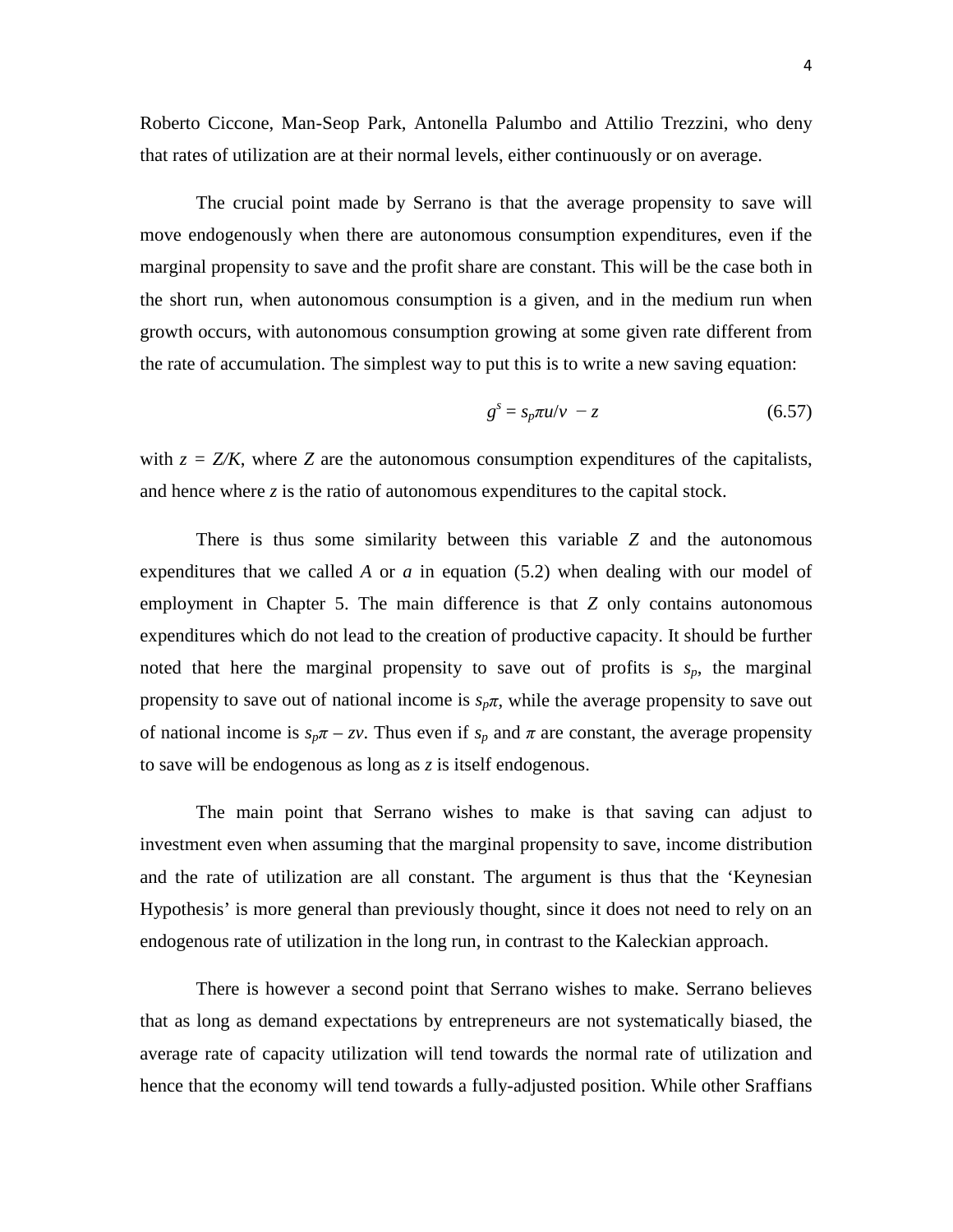Roberto Ciccone, Man-Seop Park, Antonella Palumbo and Attilio Trezzini, who deny that rates of utilization are at their normal levels, either continuously or on average.

The crucial point made by Serrano is that the average propensity to save will move endogenously when there are autonomous consumption expenditures, even if the marginal propensity to save and the profit share are constant. This will be the case both in the short run, when autonomous consumption is a given, and in the medium run when growth occurs, with autonomous consumption growing at some given rate different from the rate of accumulation. The simplest way to put this is to write a new saving equation:

$$g^s = s_p\pi u/v - z \tag{6.57}$$

with $z = Z/K$, where $Z$ are the autonomous consumption expenditures of the capitalists, and hence where $z$ is the ratio of autonomous expenditures to the capital stock.

There is thus some similarity between this variable $Z$ and the autonomous expenditures that we called $A$ or $a$ in equation (5.2) when dealing with our model of employment in Chapter 5. The main difference is that $Z$ only contains autonomous expenditures which do not lead to the creation of productive capacity. It should be further noted that here the marginal propensity to save out of profits is $s_p$, the marginal propensity to save out of national income is $s_p\pi$, while the average propensity to save out of national income is $s_p\pi - zv$. Thus even if $s_p$ and $\pi$ are constant, the average propensity to save will be endogenous as long as $z$ is itself endogenous.

The main point that Serrano wishes to make is that saving can adjust to investment even when assuming that the marginal propensity to save, income distribution and the rate of utilization are all constant. The argument is thus that the 'Keynesian Hypothesis' is more general than previously thought, since it does not need to rely on an endogenous rate of utilization in the long run, in contrast to the Kaleckian approach.

There is however a second point that Serrano wishes to make. Serrano believes that as long as demand expectations by entrepreneurs are not systematically biased, the average rate of capacity utilization will tend towards the normal rate of utilization and hence that the economy will tend towards a fully-adjusted position. While other Sraffians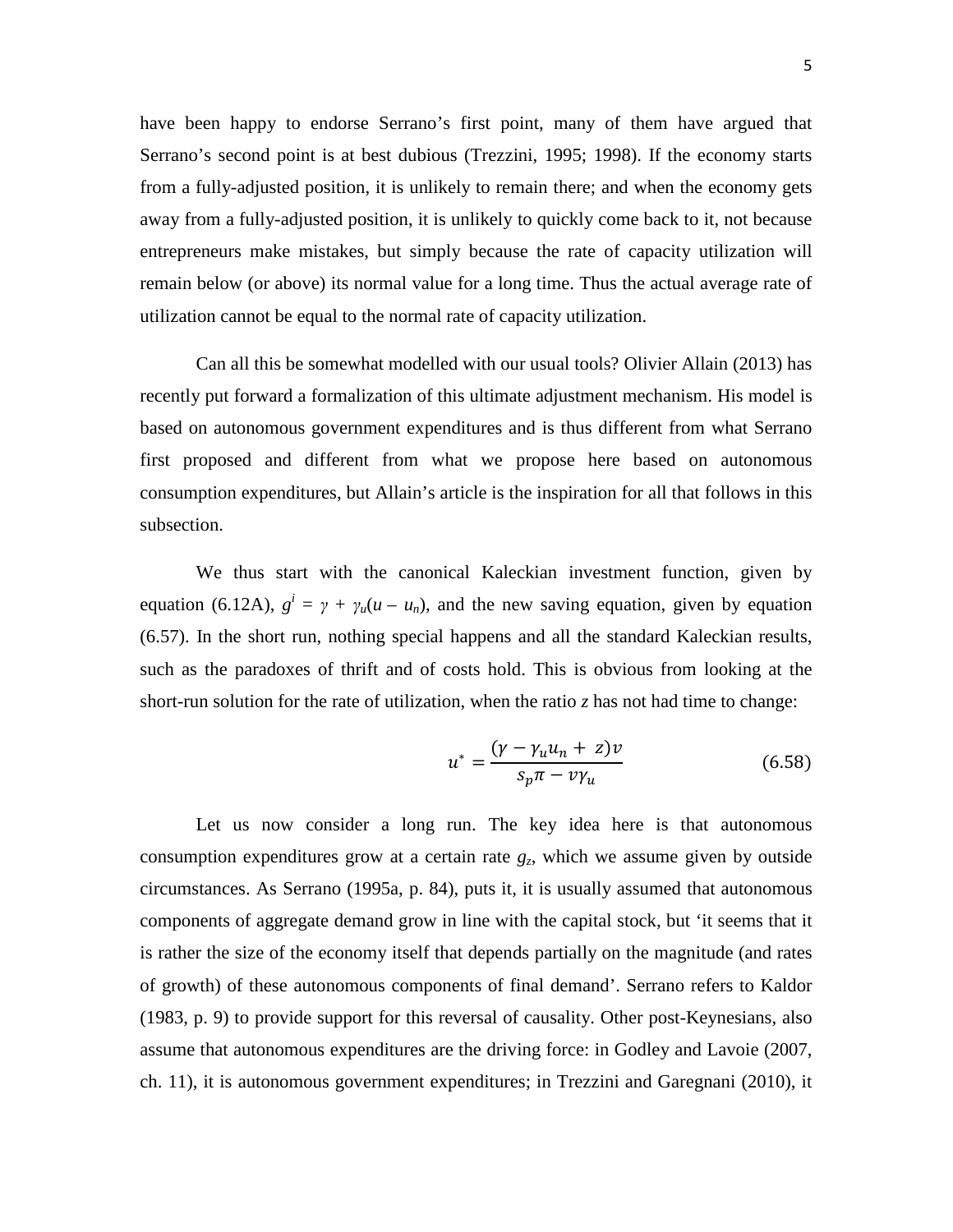have been happy to endorse Serrano's first point, many of them have argued that Serrano's second point is at best dubious (Trezzini, 1995; 1998). If the economy starts from a fully-adjusted position, it is unlikely to remain there; and when the economy gets away from a fully-adjusted position, it is unlikely to quickly come back to it, not because entrepreneurs make mistakes, but simply because the rate of capacity utilization will remain below (or above) its normal value for a long time. Thus the actual average rate of utilization cannot be equal to the normal rate of capacity utilization.

Can all this be somewhat modelled with our usual tools? Olivier Allain (2013) has recently put forward a formalization of this ultimate adjustment mechanism. His model is based on autonomous government expenditures and is thus different from what Serrano first proposed and different from what we propose here based on autonomous consumption expenditures, but Allain's article is the inspiration for all that follows in this subsection.

We thus start with the canonical Kaleckian investment function, given by equation (6.12A), $g^i = \gamma + \gamma_u(u - u_n)$, and the new saving equation, given by equation (6.57). In the short run, nothing special happens and all the standard Kaleckian results, such as the paradoxes of thrift and of costs hold. This is obvious from looking at the short-run solution for the rate of utilization, when the ratio $z$ has not had time to change:

$$u^* = \frac{(\gamma - \gamma_u u_n + z)v}{s_p \pi - v\gamma_u} \tag{6.58}$$

Let us now consider a long run. The key idea here is that autonomous consumption expenditures grow at a certain rate $g_z$, which we assume given by outside circumstances. As Serrano (1995a, p. 84), puts it, it is usually assumed that autonomous components of aggregate demand grow in line with the capital stock, but 'it seems that it is rather the size of the economy itself that depends partially on the magnitude (and rates of growth) of these autonomous components of final demand'. Serrano refers to Kaldor (1983, p. 9) to provide support for this reversal of causality. Other post-Keynesians, also assume that autonomous expenditures are the driving force: in Godley and Lavoie (2007, ch. 11), it is autonomous government expenditures; in Trezzini and Garegnani (2010), it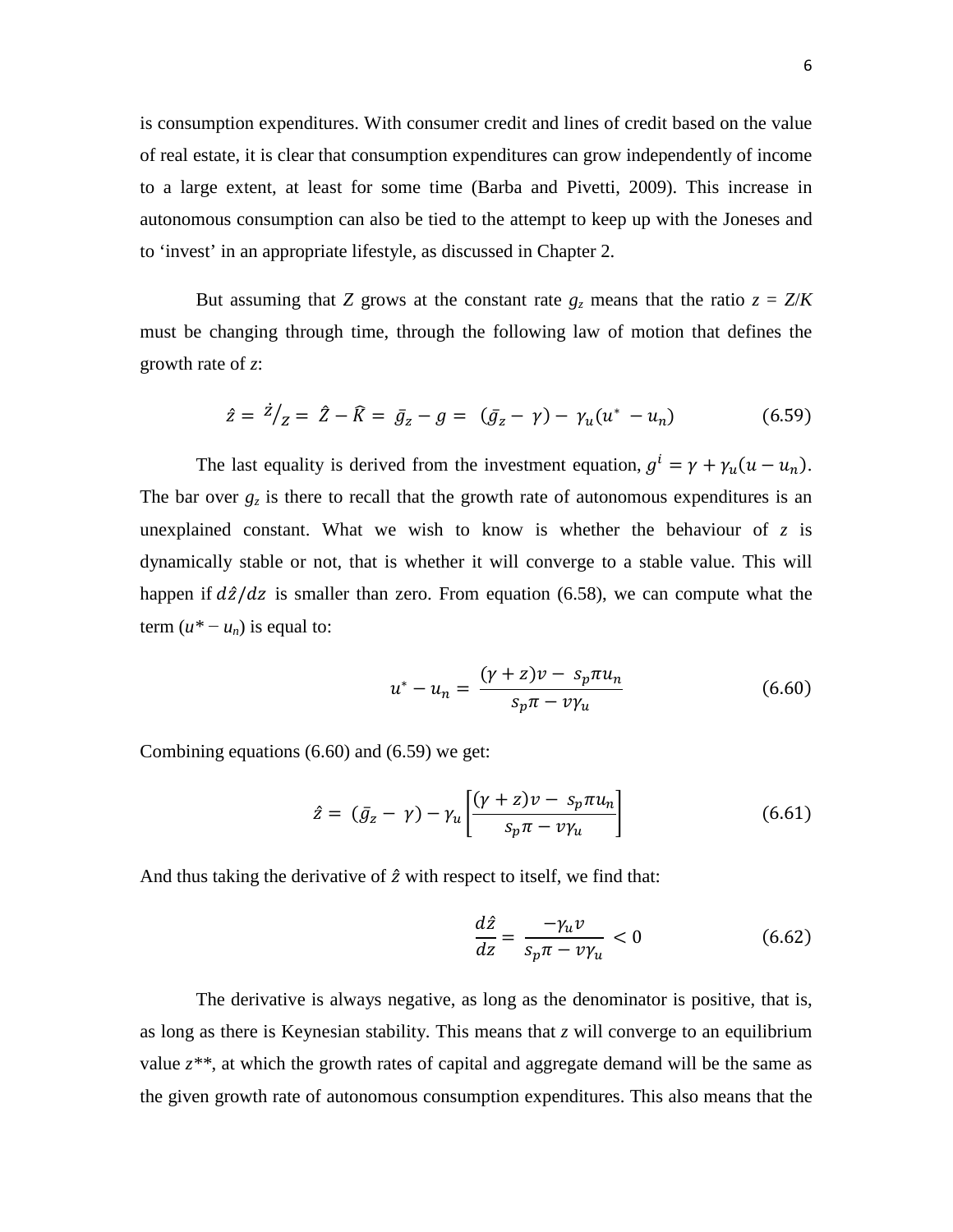is consumption expenditures. With consumer credit and lines of credit based on the value of real estate, it is clear that consumption expenditures can grow independently of income to a large extent, at least for some time (Barba and Pivetti, 2009). This increase in autonomous consumption can also be tied to the attempt to keep up with the Joneses and to 'invest' in an appropriate lifestyle, as discussed in Chapter 2.

But assuming that $Z$ grows at the constant rate $g_z$ means that the ratio $z = Z/K$ must be changing through time, through the following law of motion that defines the growth rate of $z$:

$$\hat{z} = \dot{z}/z = \hat{Z} - \hat{K} = \bar{g}_z - g = (\bar{g}_z - \gamma) - \gamma_u(u^* - u_n) \qquad (6.59)$$

The last equality is derived from the investment equation, $g^i = \gamma + \gamma_u(u - u_n)$. The bar over $g_z$ is there to recall that the growth rate of autonomous expenditures is an unexplained constant. What we wish to know is whether the behaviour of $z$ is dynamically stable or not, that is whether it will converge to a stable value. This will happen if $d\hat{z}/dz$ is smaller than zero. From equation (6.58), we can compute what the term $(u^* - u_n)$ is equal to:

$$u^* - u_n = \frac{(\gamma + z)v - s_p \pi u_n}{s_p \pi - v\gamma_u} \qquad (6.60)$$

Combining equations (6.60) and (6.59) we get:

$$\hat{z} = (\bar{g}_z - \gamma) - \gamma_u \left[ \frac{(\gamma + z)v - s_p \pi u_n}{s_p \pi - v\gamma_u} \right] \qquad (6.61)$$

And thus taking the derivative of $\hat{z}$ with respect to itself, we find that:

$$\frac{d\hat{z}}{dz} = \frac{-\gamma_u v}{s_p \pi - v\gamma_u} < 0 \qquad (6.62)$$

The derivative is always negative, as long as the denominator is positive, that is, as long as there is Keynesian stability. This means that $z$ will converge to an equilibrium value $z^{**}$, at which the growth rates of capital and aggregate demand will be the same as the given growth rate of autonomous consumption expenditures. This also means that the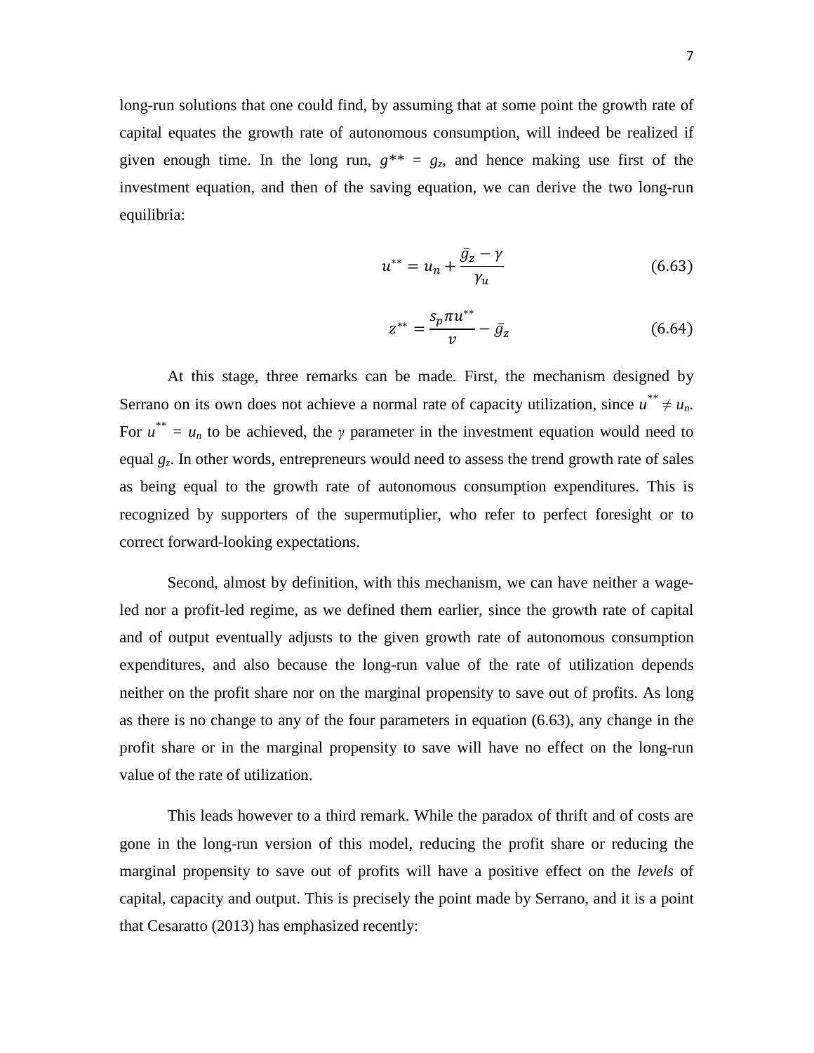long-run solutions that one could find, by assuming that at some point the growth rate of capital equates the growth rate of autonomous consumption, will indeed be realized if given enough time. In the long run, $g^{**} = g_z$, and hence making use first of the investment equation, and then of the saving equation, we can derive the two long-run equilibria:

$$u^{**} = u_n + \frac{\bar{g}_z - \gamma}{\gamma_u} \tag{6.63}$$

$$z^{**} = \frac{s_p \pi u^{**}}{v} - \bar{g}_z \tag{6.64}$$

At this stage, three remarks can be made. First, the mechanism designed by Serrano on its own does not achieve a normal rate of capacity utilization, since $u^{**} \neq u_n$. For $u^{**} = u_n$ to be achieved, the $\gamma$ parameter in the investment equation would need to equal $g_z$. In other words, entrepreneurs would need to assess the trend growth rate of sales as being equal to the growth rate of autonomous consumption expenditures. This is recognized by supporters of the supermutiplier, who refer to perfect foresight or to correct forward-looking expectations.

Second, almost by definition, with this mechanism, we can have neither a wage-led nor a profit-led regime, as we defined them earlier, since the growth rate of capital and of output eventually adjusts to the given growth rate of autonomous consumption expenditures, and also because the long-run value of the rate of utilization depends neither on the profit share nor on the marginal propensity to save out of profits. As long as there is no change to any of the four parameters in equation (6.63), any change in the profit share or in the marginal propensity to save will have no effect on the long-run value of the rate of utilization.

This leads however to a third remark. While the paradox of thrift and of costs are gone in the long-run version of this model, reducing the profit share or reducing the marginal propensity to save out of profits will have a positive effect on the *levels* of capital, capacity and output. This is precisely the point made by Serrano, and it is a point that Cesaratto (2013) has emphasized recently: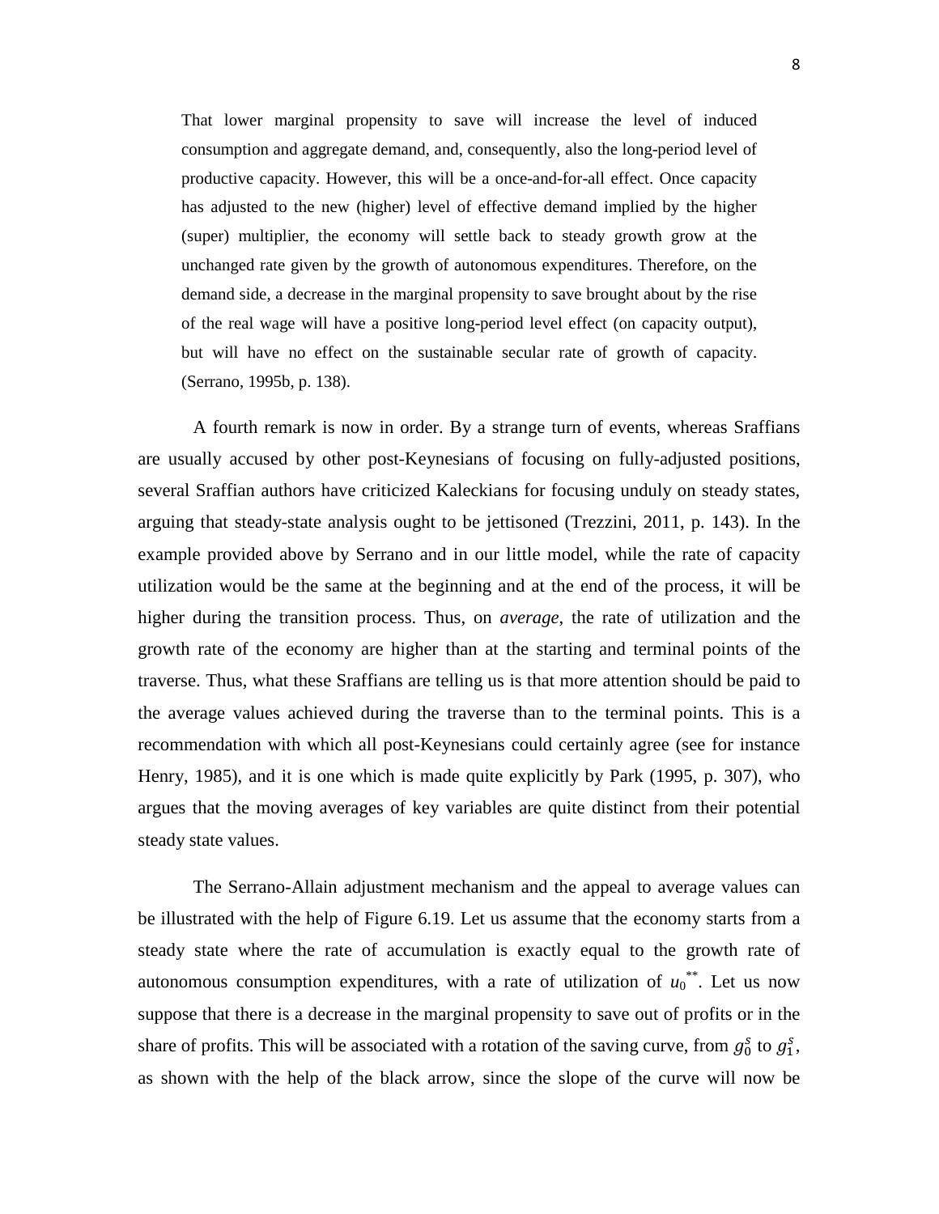> That lower marginal propensity to save will increase the level of induced consumption and aggregate demand, and, consequently, also the long-period level of productive capacity. However, this will be a once-and-for-all effect. Once capacity has adjusted to the new (higher) level of effective demand implied by the higher (super) multiplier, the economy will settle back to steady growth grow at the unchanged rate given by the growth of autonomous expenditures. Therefore, on the demand side, a decrease in the marginal propensity to save brought about by the rise of the real wage will have a positive long-period level effect (on capacity output), but will have no effect on the sustainable secular rate of growth of capacity. (Serrano, 1995b, p. 138).

A fourth remark is now in order. By a strange turn of events, whereas Sraffians are usually accused by other post-Keynesians of focusing on fully-adjusted positions, several Sraffian authors have criticized Kaleckians for focusing unduly on steady states, arguing that steady-state analysis ought to be jettisoned (Trezzini, 2011, p. 143). In the example provided above by Serrano and in our little model, while the rate of capacity utilization would be the same at the beginning and at the end of the process, it will be higher during the transition process. Thus, on *average*, the rate of utilization and the growth rate of the economy are higher than at the starting and terminal points of the traverse. Thus, what these Sraffians are telling us is that more attention should be paid to the average values achieved during the traverse than to the terminal points. This is a recommendation with which all post-Keynesians could certainly agree (see for instance Henry, 1985), and it is one which is made quite explicitly by Park (1995, p. 307), who argues that the moving averages of key variables are quite distinct from their potential steady state values.

The Serrano-Allain adjustment mechanism and the appeal to average values can be illustrated with the help of Figure 6.19. Let us assume that the economy starts from a steady state where the rate of accumulation is exactly equal to the growth rate of autonomous consumption expenditures, with a rate of utilization of $u_0^{**}$. Let us now suppose that there is a decrease in the marginal propensity to save out of profits or in the share of profits. This will be associated with a rotation of the saving curve, from $g_0^s$ to $g_1^s$, as shown with the help of the black arrow, since the slope of the curve will now be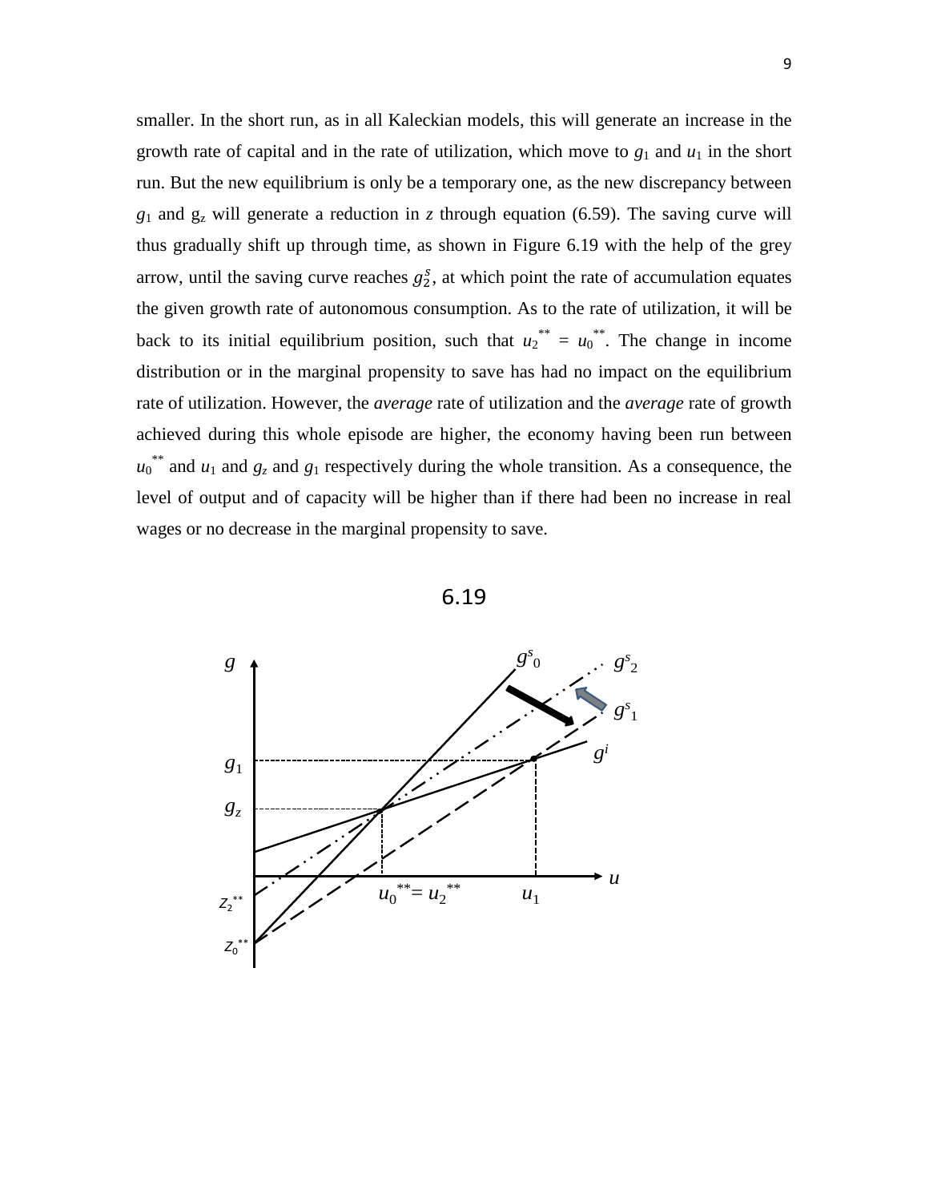smaller. In the short run, as in all Kaleckian models, this will generate an increase in the growth rate of capital and in the rate of utilization, which move to $g_1$ and $u_1$ in the short run. But the new equilibrium is only be a temporary one, as the new discrepancy between $g_1$ and $g_z$ will generate a reduction in $z$ through equation (6.59). The saving curve will thus gradually shift up through time, as shown in Figure 6.19 with the help of the grey arrow, until the saving curve reaches $g_2^s$, at which point the rate of accumulation equates the given growth rate of autonomous consumption. As to the rate of utilization, it will be back to its initial equilibrium position, such that $u_2^{**} = u_0^{**}$. The change in income distribution or in the marginal propensity to save has had no impact on the equilibrium rate of utilization. However, the *average* rate of utilization and the *average* rate of growth achieved during this whole episode are higher, the economy having been run between $u_0^{**}$ and $u_1$ and $g_z$ and $g_1$ respectively during the whole transition. As a consequence, the level of output and of capacity will be higher than if there had been no increase in real wages or no decrease in the marginal propensity to save.

6.19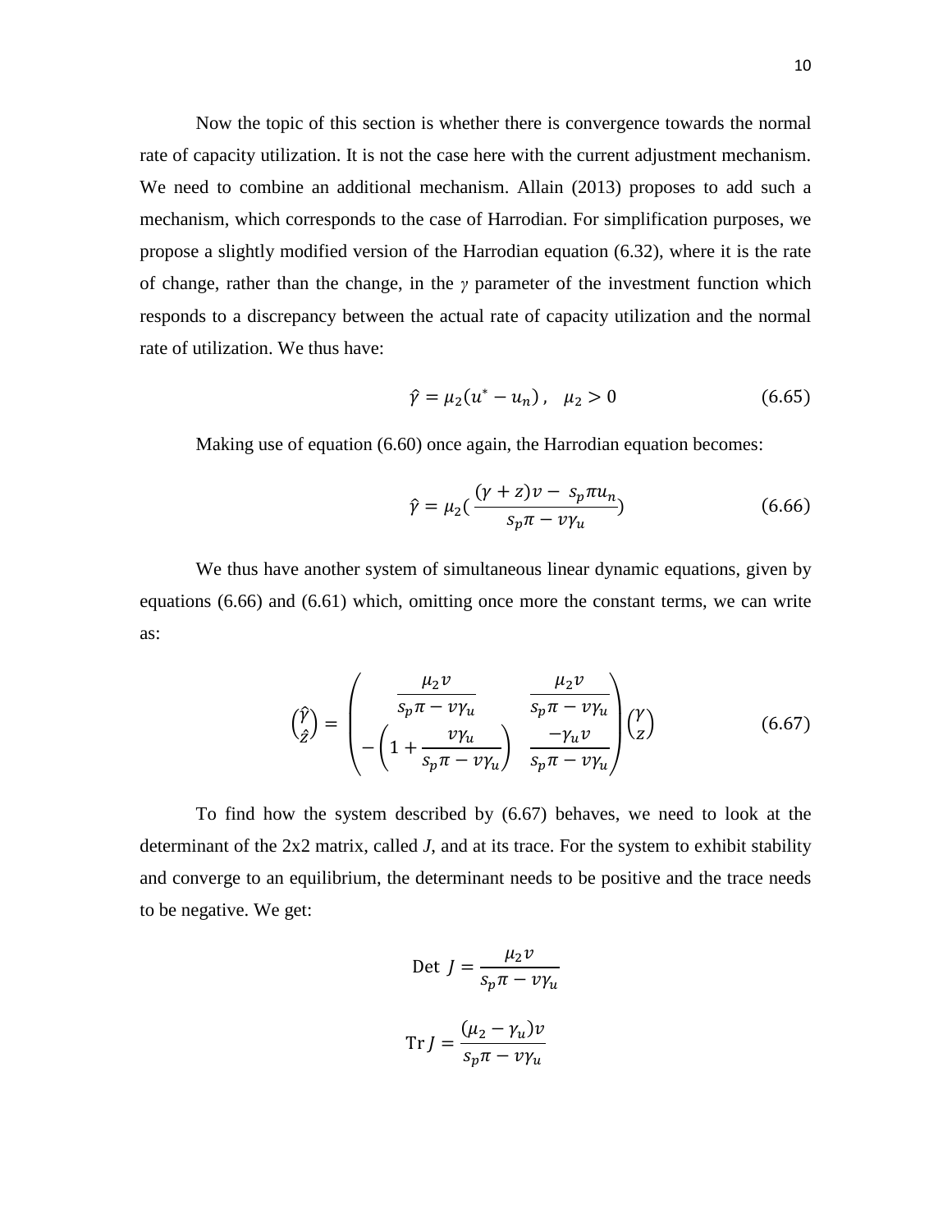Now the topic of this section is whether there is convergence towards the normal rate of capacity utilization. It is not the case here with the current adjustment mechanism. We need to combine an additional mechanism. Allain (2013) proposes to add such a mechanism, which corresponds to the case of Harrodian. For simplification purposes, we propose a slightly modified version of the Harrodian equation (6.32), where it is the rate of change, rather than the change, in the *γ* parameter of the investment function which responds to a discrepancy between the actual rate of capacity utilization and the normal rate of utilization. We thus have:

$$\hat{\gamma} = \mu_2(u^* - u_n)\,, \quad \mu_2 > 0 \tag{6.65}$$

Making use of equation (6.60) once again, the Harrodian equation becomes:

$$\hat{\gamma} = \mu_2\left(\frac{(\gamma + z)v - s_p\pi u_n}{s_p\pi - v\gamma_u}\right) \tag{6.66}$$

We thus have another system of simultaneous linear dynamic equations, given by equations (6.66) and (6.61) which, omitting once more the constant terms, we can write as:

$$\begin{pmatrix} \hat{\gamma} \\ \hat{z} \end{pmatrix} = \begin{pmatrix} \dfrac{\mu_2 v}{s_p\pi - v\gamma_u} & \dfrac{\mu_2 v}{s_p\pi - v\gamma_u} \\ -\left(1 + \dfrac{v\gamma_u}{s_p\pi - v\gamma_u}\right) & \dfrac{-\gamma_u v}{s_p\pi - v\gamma_u} \end{pmatrix} \begin{pmatrix} \gamma \\ z \end{pmatrix} \tag{6.67}$$

To find how the system described by (6.67) behaves, we need to look at the determinant of the 2x2 matrix, called *J*, and at its trace. For the system to exhibit stability and converge to an equilibrium, the determinant needs to be positive and the trace needs to be negative. We get:

$$\text{Det } J = \frac{\mu_2 v}{s_p\pi - v\gamma_u}$$

$$\text{Tr}\, J = \frac{(\mu_2 - \gamma_u)v}{s_p\pi - v\gamma_u}$$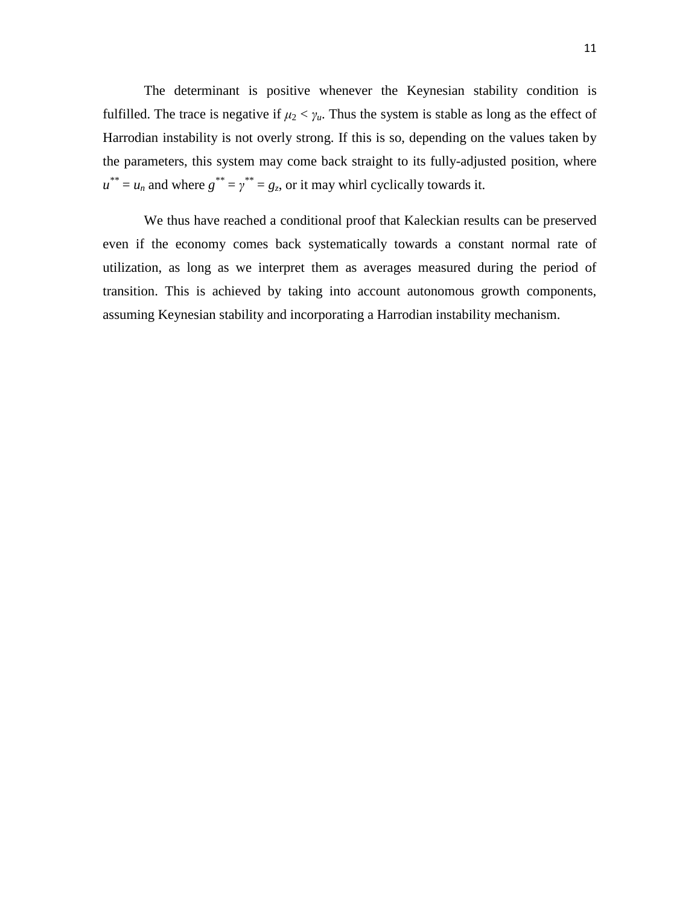The determinant is positive whenever the Keynesian stability condition is fulfilled. The trace is negative if $\mu_2 < \gamma_u$. Thus the system is stable as long as the effect of Harrodian instability is not overly strong. If this is so, depending on the values taken by the parameters, this system may come back straight to its fully-adjusted position, where $u^{**} = u_n$ and where $g^{**} = \gamma^{**} = g_z$, or it may whirl cyclically towards it.

We thus have reached a conditional proof that Kaleckian results can be preserved even if the economy comes back systematically towards a constant normal rate of utilization, as long as we interpret them as averages measured during the period of transition. This is achieved by taking into account autonomous growth components, assuming Keynesian stability and incorporating a Harrodian instability mechanism.